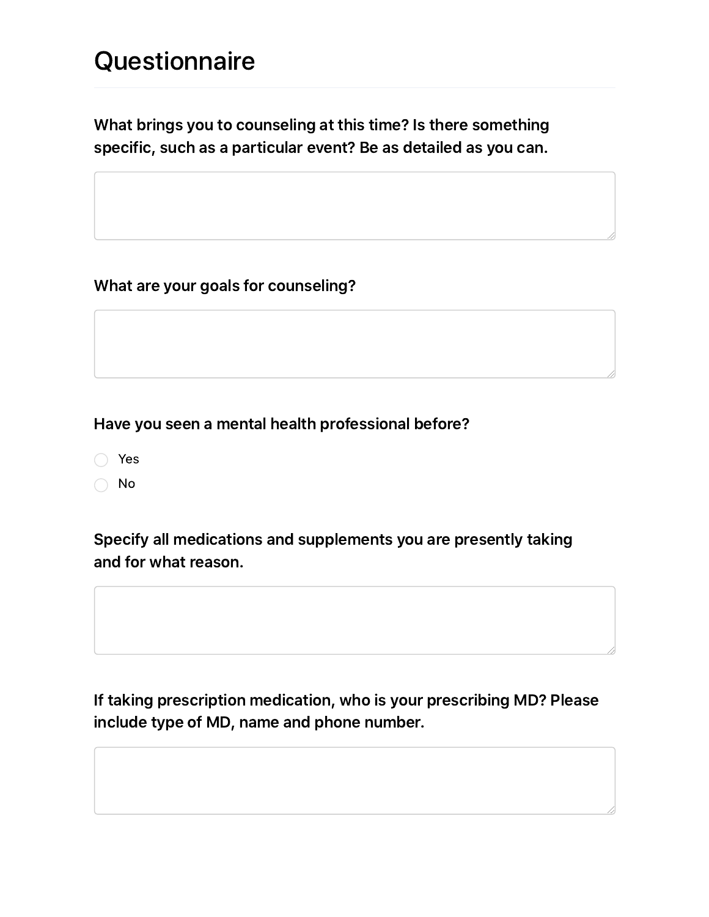# Questionnaire

**What brings you to counseling at this time? Is there something specific, such as a particular event? Be as detailed as you can.**

**What are your goals for counseling?**

**Have you seen a mental health professional before?**

- Yes
- No

**Specify all medications and supplements you are presently taking and for what reason.**

**If taking prescription medication, who is your prescribing MD? Please include type of MD, name and phone number.**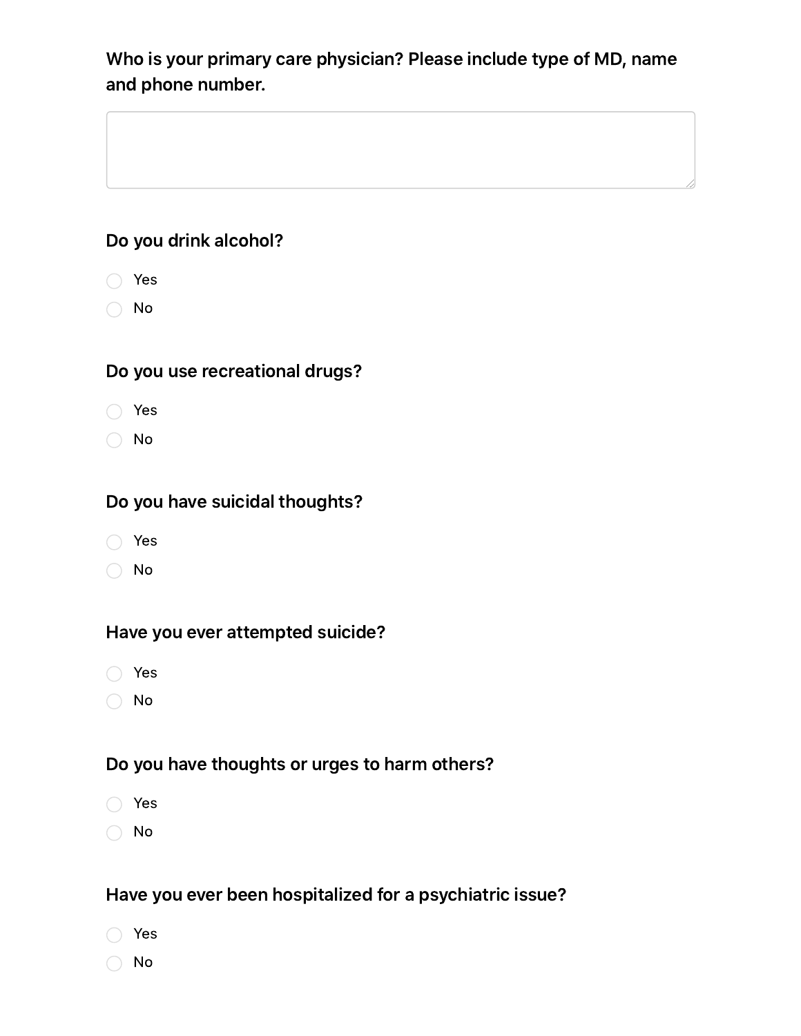**Who is your primary care physician? Please include type of MD, name and phone number.**

&nbsp;

**Do you drink alcohol?**

- ○ Yes
- ○ No

**Do you use recreational drugs?**

- ○ Yes
- ○ No

**Do you have suicidal thoughts?**

- ○ Yes
- ○ No

**Have you ever attempted suicide?**

- ○ Yes
- ○ No

**Do you have thoughts or urges to harm others?**

- ○ Yes
- ○ No

**Have you ever been hospitalized for a psychiatric issue?**

- ○ Yes
- ○ No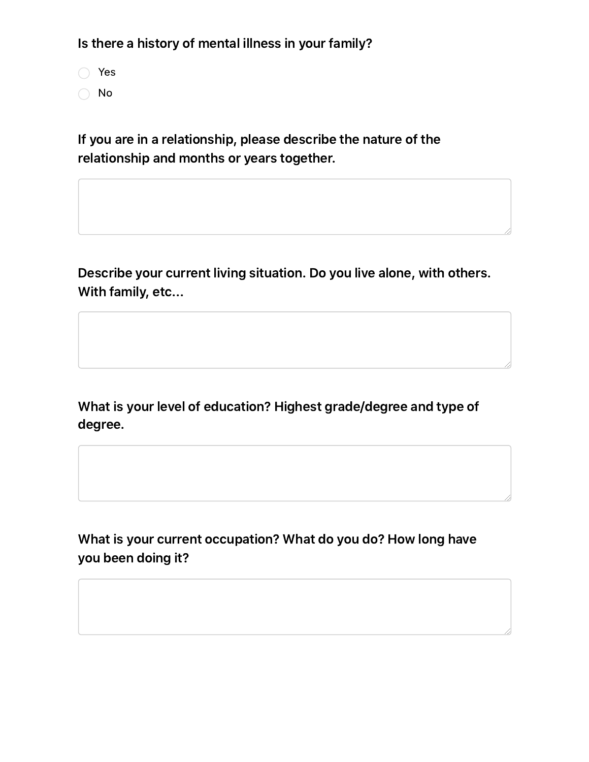Is there a history of mental illness in your family?

- ◯ Yes
- ◯ No

If you are in a relationship, please describe the nature of the relationship and months or years together.

Describe your current living situation. Do you live alone, with others. With family, etc...

What is your level of education? Highest grade/degree and type of degree.

What is your current occupation? What do you do? How long have you been doing it?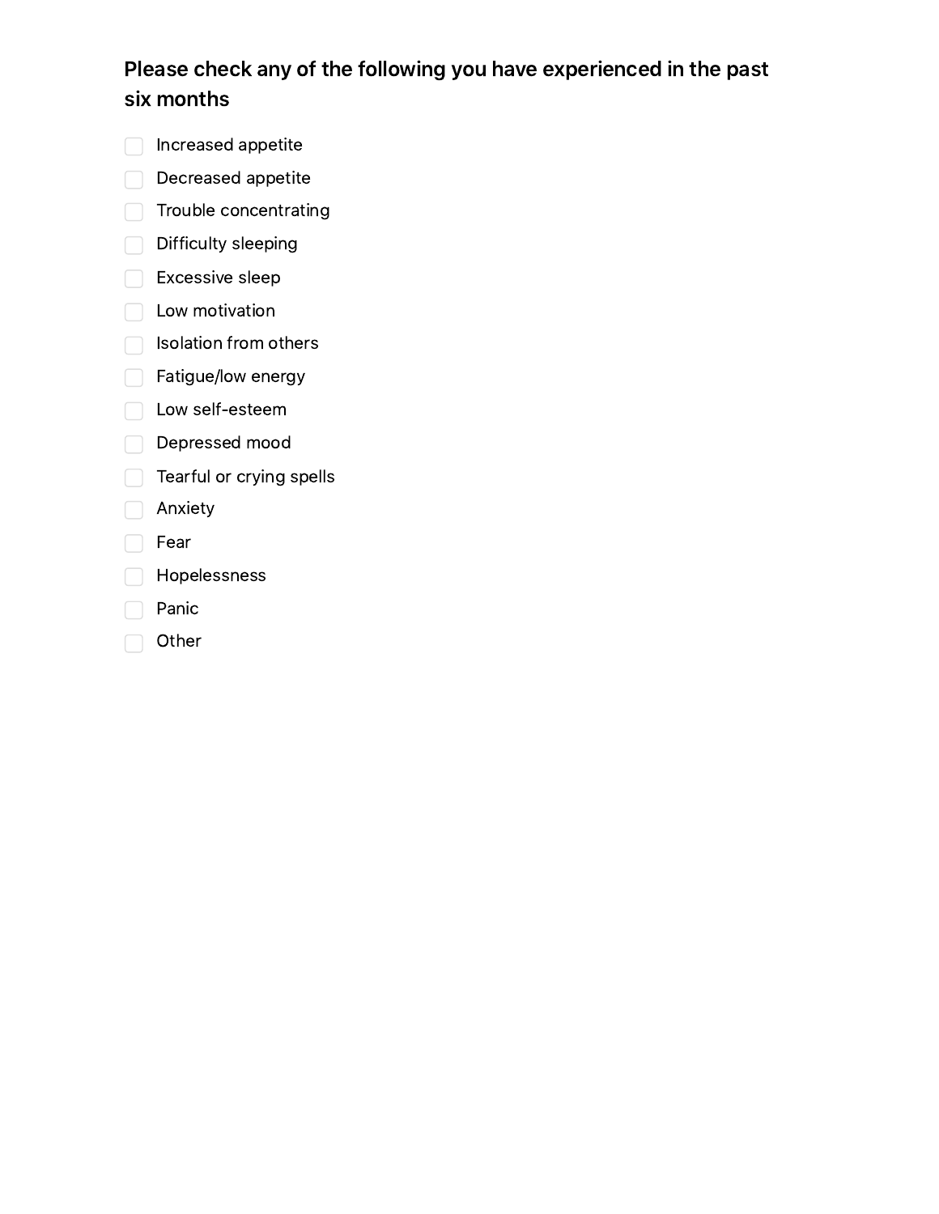### Please check any of the following you have experienced in the past six months

- [ ] Increased appetite
- [ ] Decreased appetite
- [ ] Trouble concentrating
- [ ] Difficulty sleeping
- [ ] Excessive sleep
- [ ] Low motivation
- [ ] Isolation from others
- [ ] Fatigue/low energy
- [ ] Low self-esteem
- [ ] Depressed mood
- [ ] Tearful or crying spells
- [ ] Anxiety
- [ ] Fear
- [ ] Hopelessness
- [ ] Panic
- [ ] Other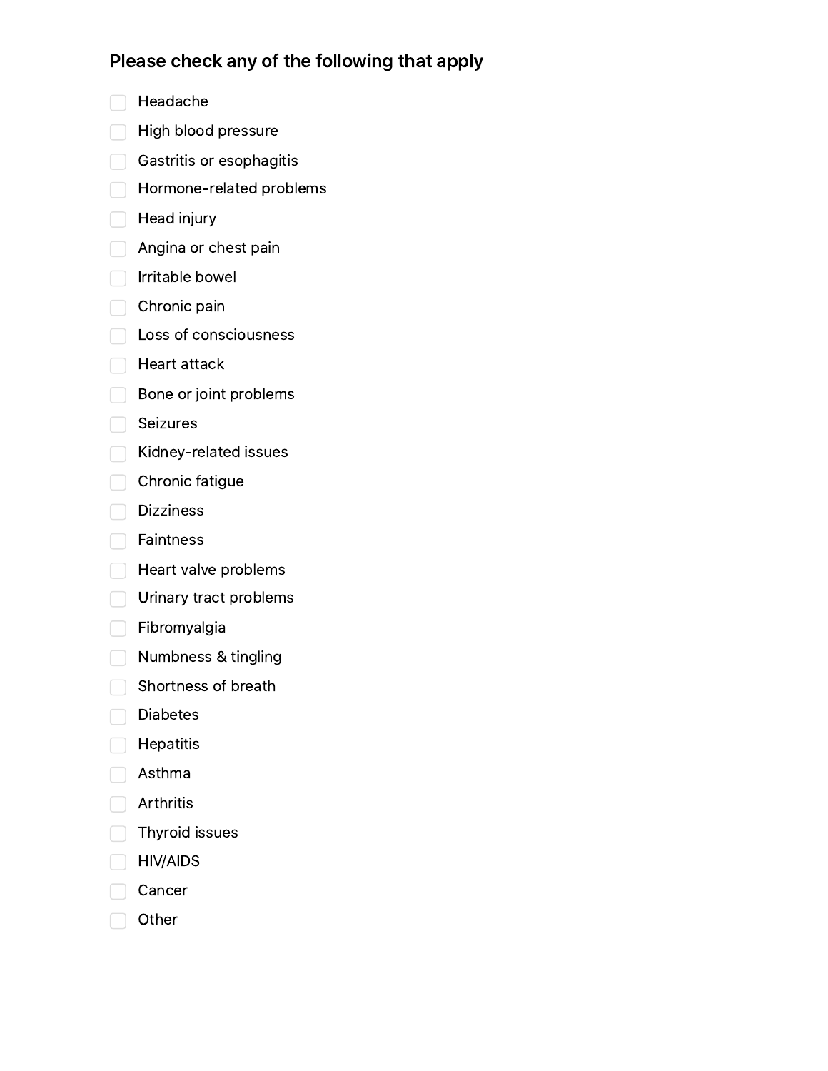### Please check any of the following that apply

- [ ] Headache
- [ ] High blood pressure
- [ ] Gastritis or esophagitis
- [ ] Hormone-related problems
- [ ] Head injury
- [ ] Angina or chest pain
- [ ] Irritable bowel
- [ ] Chronic pain
- [ ] Loss of consciousness
- [ ] Heart attack
- [ ] Bone or joint problems
- [ ] Seizures
- [ ] Kidney-related issues
- [ ] Chronic fatigue
- [ ] Dizziness
- [ ] Faintness
- [ ] Heart valve problems
- [ ] Urinary tract problems
- [ ] Fibromyalgia
- [ ] Numbness & tingling
- [ ] Shortness of breath
- [ ] Diabetes
- [ ] Hepatitis
- [ ] Asthma
- [ ] Arthritis
- [ ] Thyroid issues
- [ ] HIV/AIDS
- [ ] Cancer
- [ ] Other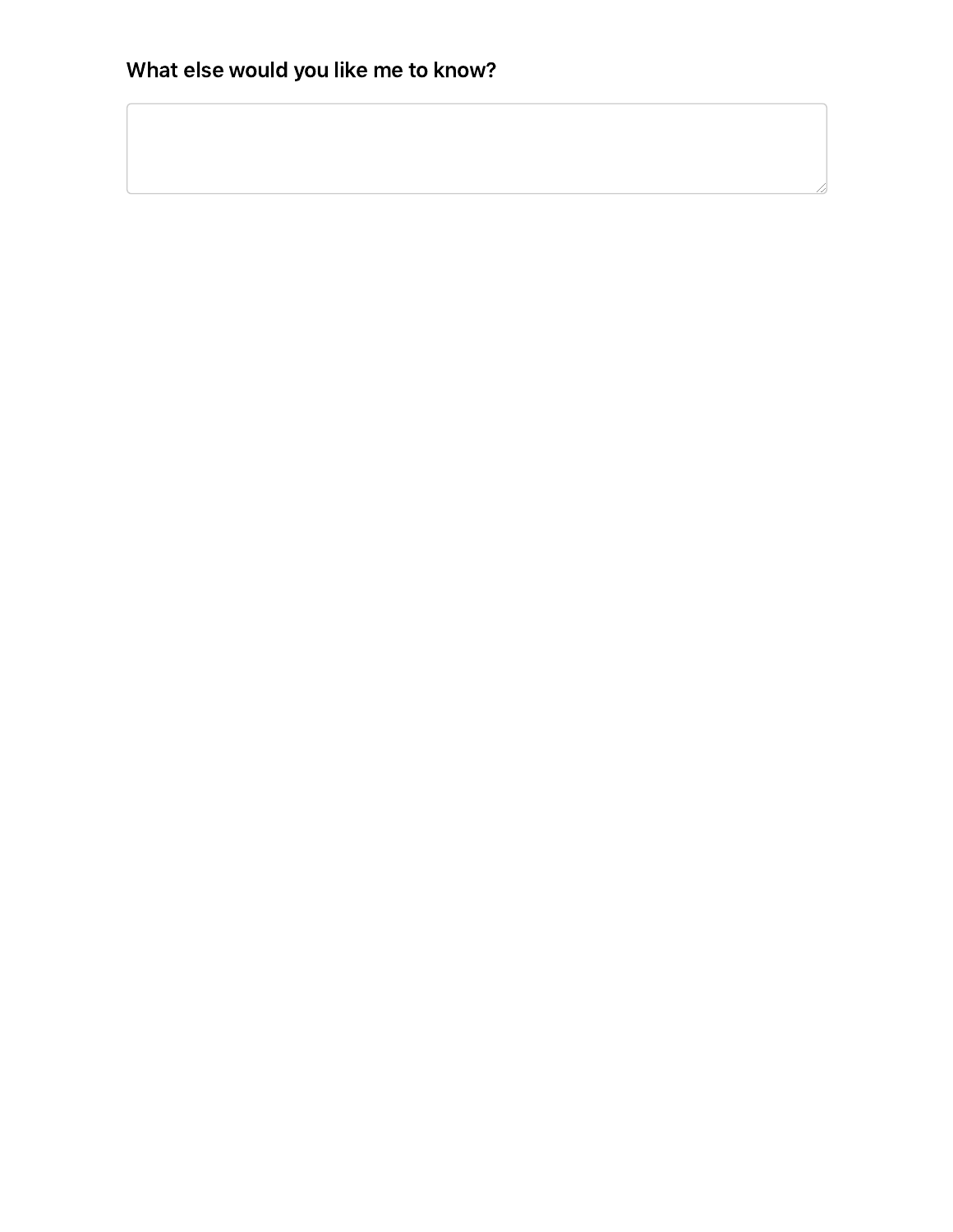### What else would you like me to know?